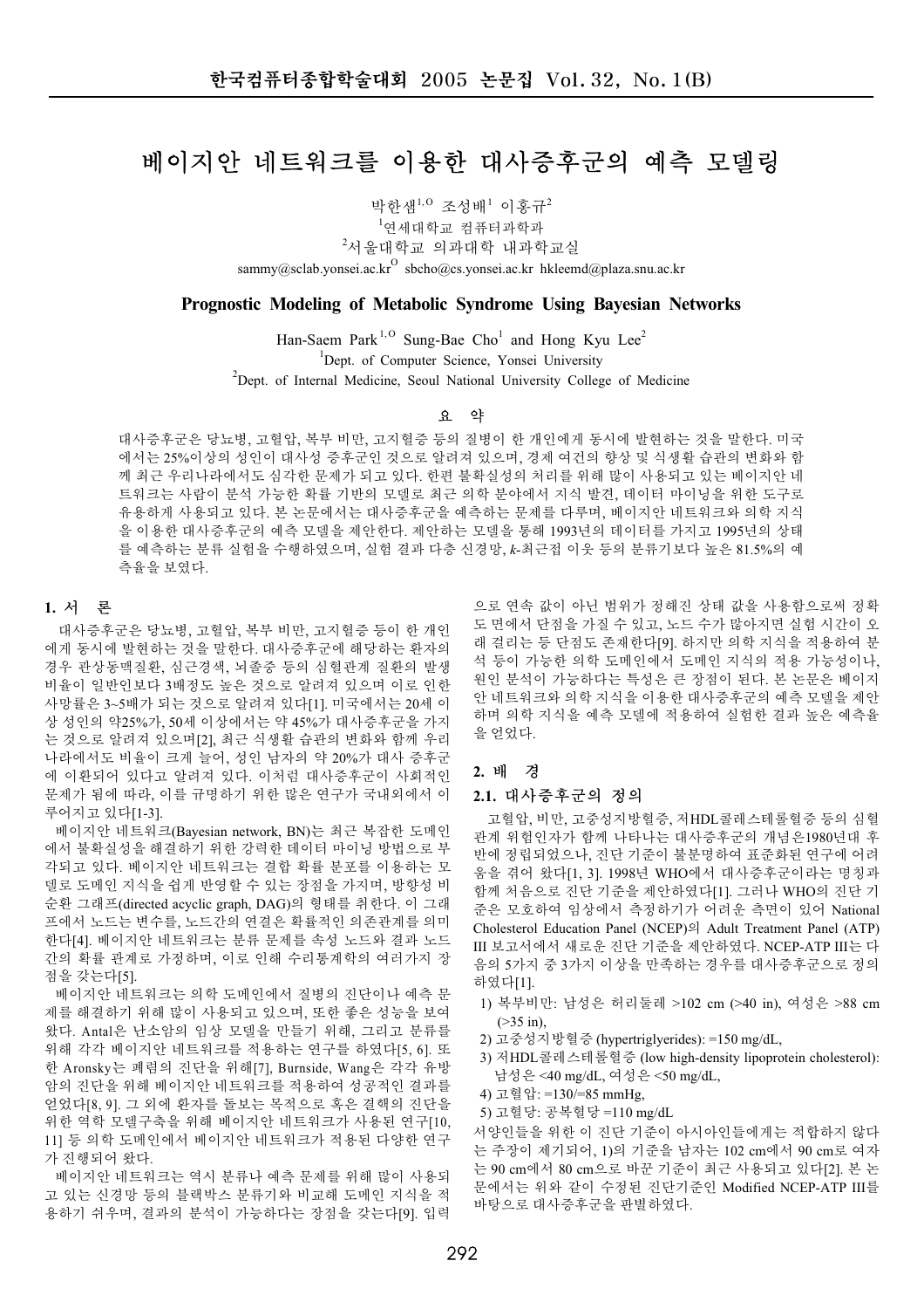# 베이지안 네트워크를 이용한 대사증후군의 예측 모델링

박한샘[1,O] 조성배[1] 이홍규[2]

[1]연세대학교 컴퓨터과학과

[2]서울대학교 의과대학 내과학교실

sammy@sclab.yonsei.ac.kr[O] sbcho@cs.yonsei.ac.kr hkleemd@plaza.snu.ac.kr

## Prognostic Modeling of Metabolic Syndrome Using Bayesian Networks

Han-Saem Park[1,O] Sung-Bae Cho[1] and Hong Kyu Lee[2]

[1]Dept. of Computer Science, Yonsei University

[2]Dept. of Internal Medicine, Seoul National University College of Medicine

### 요 약

대사증후군은 당뇨병, 고혈압, 복부 비만, 고지혈증 등의 질병이 한 개인에게 동시에 발현하는 것을 말한다. 미국에서는 25%이상의 성인이 대사성 증후군인 것으로 알려져 있으며, 경제 여건의 향상 및 식생활 습관의 변화와 함께 최근 우리나라에서도 심각한 문제가 되고 있다. 한편 불확실성의 처리를 위해 많이 사용되고 있는 베이지안 네트워크는 사람이 분석 가능한 확률 기반의 모델로 최근 의학 분야에서 지식 발견, 데이터 마이닝을 위한 도구로 유용하게 사용되고 있다. 본 논문에서는 대사증후군을 예측하는 문제를 다루며, 베이지안 네트워크와 의학 지식을 이용한 대사증후군의 예측 모델을 제안한다. 제안하는 모델을 통해 1993년의 데이터를 가지고 1995년의 상태를 예측하는 분류 실험을 수행하였으며, 실험 결과 다층 신경망, *k*-최근접 이웃 등의 분류기보다 높은 81.5%의 예측율을 보였다.

## 1. 서 론

대사증후군은 당뇨병, 고혈압, 복부 비만, 고지혈증 등이 한 개인에게 동시에 발현하는 것을 말한다. 대사증후군에 해당하는 환자의 경우 관상동맥질환, 심근경색, 뇌졸중 등의 심혈관계 질환의 발생 비율이 일반인보다 3배정도 높은 것으로 알려져 있으며 이로 인한 사망률은 3~5배가 되는 것으로 알려져 있다[1]. 미국에서는 20세 이상 성인의 약25%가, 50세 이상에서는 약 45%가 대사증후군을 가지는 것으로 알려져 있으며[2], 최근 식생활 습관의 변화와 함께 우리나라에서도 비율이 크게 늘어, 성인 남자의 약 20%가 대사 증후군에 이환되어 있다고 알려져 있다. 이처럼 대사증후군이 사회적인 문제가 됨에 따라, 이를 규명하기 위한 많은 연구가 국내외에서 이루어지고 있다[1-3].

베이지안 네트워크(Bayesian network, BN)는 최근 복잡한 도메인에서 불확실성을 해결하기 위한 강력한 데이터 마이닝 방법으로 부각되고 있다. 베이지안 네트워크는 결합 확률 분포를 이용하는 모델로 도메인 지식을 쉽게 반영할 수 있는 장점을 가지며, 방향성 비순환 그래프(directed acyclic graph, DAG)의 형태를 취한다. 이 그래프에서 노드는 변수를, 노드간의 연결은 확률적인 의존관계를 의미한다[4]. 베이지안 네트워크는 분류 문제를 속성 노드와 결과 노드간의 확률 관계로 가정하며, 이로 인해 수리통계학의 여러가지 장점을 갖는다[5].

베이지안 네트워크는 의학 도메인에서 질병의 진단이나 예측 문제를 해결하기 위해 많이 사용되고 있으며, 또한 좋은 성능을 보여왔다. Antal은 난소암의 임상 모델을 만들기 위해, 그리고 분류를 위해 각각 베이지안 네트워크를 적용하는 연구를 하였다[5, 6]. 또한 Aronsky는 폐렴의 진단을 위해[7], Burnside, Wang은 각각 유방암의 진단을 위해 베이지안 네트워크를 적용하여 성공적인 결과를 얻었다[8, 9]. 그 외에 환자를 돌보는 목적으로 혹은 결핵의 진단을 위한 역학 모델구축을 위해 베이지안 네트워크가 사용된 연구[10, 11] 등 의학 도메인에서 베이지안 네트워크가 적용된 다양한 연구가 진행되어 왔다.

베이지안 네트워크는 역시 분류나 예측 문제를 위해 많이 사용되고 있는 신경망 등의 블랙박스 분류기와 비교해 도메인 지식을 적용하기 쉬우며, 결과의 분석이 가능하다는 장점을 갖는다[9]. 입력으로 연속 값이 아닌 범위가 정해진 상태 값을 사용함으로써 정확도 면에서 단점을 가질 수 있고, 노드 수가 많아지면 실험 시간이 오래 걸리는 등 단점도 존재한다[9]. 하지만 의학 지식을 적용하여 분석 등이 가능한 의학 도메인에서 도메인 지식의 적용 가능성이나, 원인 분석이 가능하다는 특성은 큰 장점이 된다. 본 논문은 베이지안 네트워크와 의학 지식을 이용한 대사증후군의 예측 모델을 제안하며 의학 지식을 예측 모델에 적용하여 실험한 결과 높은 예측율을 얻었다.

## 2. 배 경

### 2.1. 대사증후군의 정의

고혈압, 비만, 고중성지방혈증, 저HDL콜레스테롤혈증 등의 심혈관계 위험인자가 함께 나타나는 대사증후군의 개념은1980년대 후반에 정립되었으나, 진단 기준이 불분명하여 표준화된 연구에 어려움을 겪어 왔다[1, 3]. 1998년 WHO에서 대사증후군이라는 명칭과 함께 처음으로 진단 기준을 제안하였다[1]. 그러나 WHO의 진단 기준은 모호하여 임상에서 측정하기가 어려운 측면이 있어 National Cholesterol Education Panel (NCEP)의 Adult Treatment Panel (ATP) III 보고서에서 새로운 진단 기준을 제안하였다. NCEP-ATP III는 다음의 5가지 중 3가지 이상을 만족하는 경우를 대사증후군으로 정의하였다[1].

1) 복부비만: 남성은 허리둘레 >102 cm (>40 in), 여성은 >88 cm (>35 in),
2) 고중성지방혈증 (hypertriglyerides): =150 mg/dL,
3) 저HDL콜레스테롤혈증 (low high-density lipoprotein cholesterol): 남성은 <40 mg/dL, 여성은 <50 mg/dL,
4) 고혈압: =130/=85 mmHg,
5) 고혈당: 공복혈당 =110 mg/dL

서양인들을 위한 이 진단 기준이 아시아인들에게는 적합하지 않다는 주장이 제기되어, 1)의 기준을 남자는 102 cm에서 90 cm로 여자는 90 cm에서 80 cm으로 바꾼 기준이 최근 사용되고 있다[2]. 본 논문에서는 위와 같이 수정된 진단기준인 Modified NCEP-ATP III를 바탕으로 대사증후군을 판별하였다.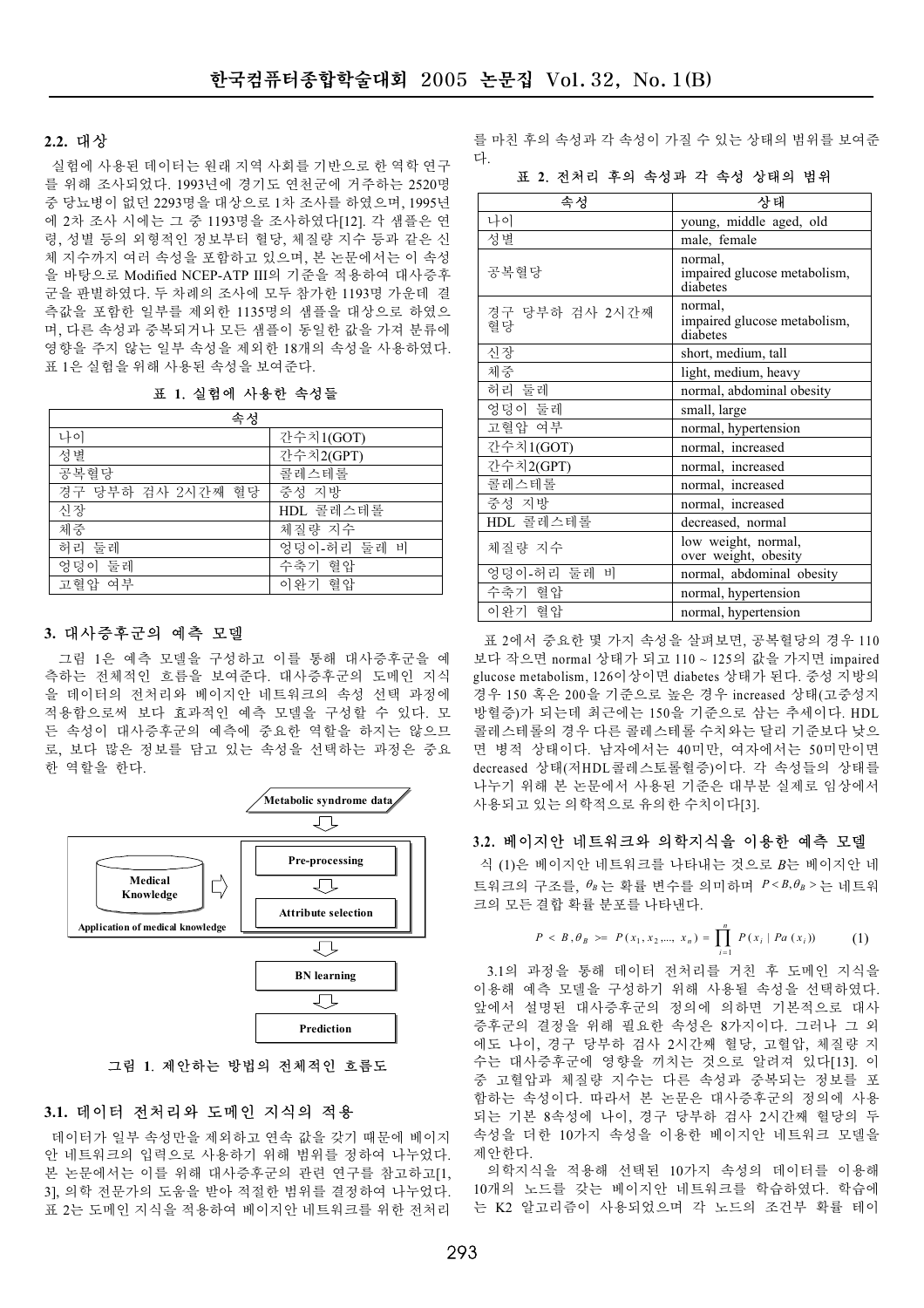### 2.2. 대상

실험에 사용된 데이터는 원래 지역 사회를 기반으로 한 역학 연구를 위해 조사되었다. 1993년에 경기도 연천군에 거주하는 2520명 중 당뇨병이 없던 2293명을 대상으로 1차 조사를 하였으며, 1995년에 2차 조사 시에는 그 중 1193명을 조사하였다[12]. 각 샘플은 연령, 성별 등의 외형적인 정보부터 혈당, 체질량 지수 등과 같은 신체 지수까지 여러 속성을 포함하고 있으며, 본 논문에서는 이 속성을 바탕으로 Modified NCEP-ATP III의 기준을 적용하여 대사증후군을 판별하였다. 두 차례의 조사에 모두 참가한 1193명 가운데 결측값을 포함한 일부를 제외한 1135명의 샘플을 대상으로 하였으며, 다른 속성과 중복되거나 모든 샘플이 동일한 값을 가져 분류에 영향을 주지 않는 일부 속성을 제외한 18개의 속성을 사용하였다. 표 1은 실험을 위해 사용된 속성을 보여준다.

**표 1. 실험에 사용한 속성들**

| 속성 | |
|---|---|
| 나이 | 간수치1(GOT) |
| 성별 | 간수치2(GPT) |
| 공복혈당 | 콜레스테롤 |
| 경구 당부하 검사 2시간째 혈당 | 중성 지방 |
| 신장 | HDL 콜레스테롤 |
| 체중 | 체질량 지수 |
| 허리 둘레 | 엉덩이-허리 둘레 비 |
| 엉덩이 둘레 | 수축기 혈압 |
| 고혈압 여부 | 이완기 혈압 |

## 3. 대사증후군의 예측 모델

그림 1은 예측 모델을 구성하고 이를 통해 대사증후군을 예측하는 전체적인 흐름을 보여준다. 대사증후군의 도메인 지식을 데이터의 전처리와 베이지안 네트워크의 속성 선택 과정에 적용함으로써 보다 효과적인 예측 모델을 구성할 수 있다. 모든 속성이 대사증후군의 예측에 중요한 역할을 하지는 않으므로, 보다 많은 정보를 담고 있는 속성을 선택하는 과정은 중요한 역할을 한다.

Metabolic syndrome data → Pre-processing → Attribute selection → BN learning → Prediction
(Medical Knowledge → Application of medical knowledge)

그림 1. 제안하는 방법의 전체적인 흐름도

### 3.1. 데이터 전처리와 도메인 지식의 적용

데이터가 일부 속성만을 제외하고 연속 값을 갖기 때문에 베이지안 네트워크의 입력으로 사용하기 위해 범위를 정하여 나누었다. 본 논문에서는 이를 위해 대사증후군의 관련 연구를 참고하고[1, 3], 의학 전문가의 도움을 받아 적절한 범위를 결정하여 나누었다. 표 2는 도메인 지식을 적용하여 베이지안 네트워크를 위한 전처리를 마친 후의 속성과 각 속성이 가질 수 있는 상태의 범위를 보여준다.

**표 2. 전처리 후의 속성과 각 속성 상태의 범위**

| 속성 | 상태 |
|---|---|
| 나이 | young, middle aged, old |
| 성별 | male, female |
| 공복혈당 | normal, impaired glucose metabolism, diabetes |
| 경구 당부하 검사 2시간째 혈당 | normal, impaired glucose metabolism, diabetes |
| 신장 | short, medium, tall |
| 체중 | light, medium, heavy |
| 허리 둘레 | normal, abdominal obesity |
| 엉덩이 둘레 | small, large |
| 고혈압 여부 | normal, hypertension |
| 간수치1(GOT) | normal, increased |
| 간수치2(GPT) | normal, increased |
| 콜레스테롤 | normal, increased |
| 중성 지방 | normal, increased |
| HDL 콜레스테롤 | decreased, normal |
| 체질량 지수 | low weight, normal, over weight, obesity |
| 엉덩이-허리 둘레 비 | normal, abdominal obesity |
| 수축기 혈압 | normal, hypertension |
| 이완기 혈압 | normal, hypertension |

표 2에서 중요한 몇 가지 속성을 살펴보면, 공복혈당의 경우 110보다 작으면 normal 상태가 되고 110 ~ 125의 값을 가지면 impaired glucose metabolism, 126이상이면 diabetes 상태가 된다. 중성 지방의 경우 150 혹은 200을 기준으로 높은 경우 increased 상태(고중성지방혈증)가 되는데 최근에는 150을 기준으로 삼는 추세이다. HDL 콜레스테롤의 경우 다른 콜레스테롤 수치와는 달리 기준보다 낮으면 병적 상태이다. 남자에서는 40미만, 여자에서는 50미만이면 decreased 상태(저HDL콜레스토롤혈증)이다. 각 속성들의 상태를 나누기 위해 본 논문에서 사용된 기준은 대부분 실제로 임상에서 사용되고 있는 의학적으로 유의한 수치이다[3].

### 3.2. 베이지안 네트워크와 의학지식을 이용한 예측 모델

식 (1)은 베이지안 네트워크를 나타내는 것으로 $B$는 베이지안 네트워크의 구조를, $\theta_B$는 확률 변수를 의미하며 $P<B,\theta_B>$는 네트워크의 모든 결합 확률 분포를 나타낸다.

$$P<B,\theta_B> = P(x_1, x_2, ..., x_n) = \prod_{i=1}^{n} P(x_i \mid Pa(x_i)) \qquad (1)$$

3.1의 과정을 통해 데이터 전처리를 거친 후 도메인 지식을 이용해 예측 모델을 구성하기 위해 사용될 속성을 선택하였다. 앞에서 설명된 대사증후군의 정의에 의하면 기본적으로 대사증후군의 결정을 위해 필요한 속성은 8가지이다. 그러나 그 외에도 나이, 경구 당부하 검사 2시간째 혈당, 고혈압, 체질량 지수는 대사증후군에 영향을 끼치는 것으로 알려져 있다[13]. 이 중 고혈압과 체질량 지수는 다른 속성과 중복되는 정보를 포함하는 속성이다. 따라서 본 논문은 대사증후군의 정의에 사용되는 기본 8속성에 나이, 경구 당부하 검사 2시간째 혈당의 두 속성을 더한 10가지 속성을 이용한 베이지안 네트워크 모델을 제안한다.

의학지식을 적용해 선택된 10가지 속성의 데이터를 이용해 10개의 노드를 갖는 베이지안 네트워크를 학습하였다. 학습에는 K2 알고리즘이 사용되었으며 각 노드의 조건부 확률 테이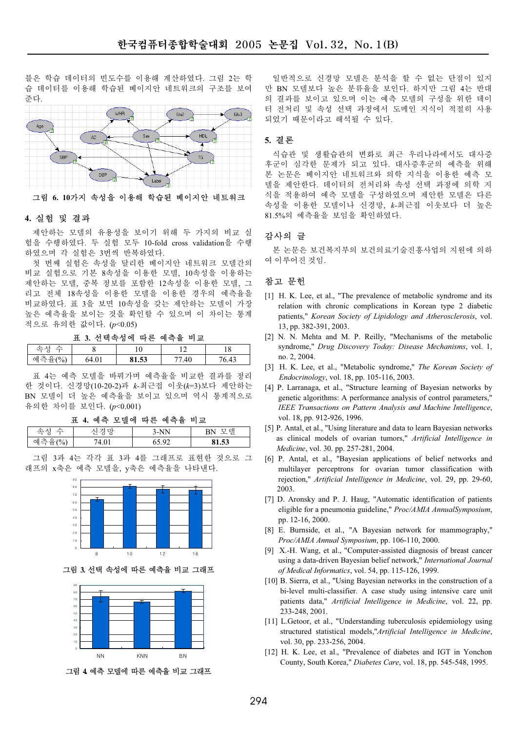블은 학습 데이터의 빈도수를 이용해 계산하였다. 그림 2는 학습 데이터를 이용해 학습된 베이지안 네트워크의 구조를 보여준다.

WHR
Glu2
Glu3
Age
AC
Sex
HDL
SBP
TG
DBP
Label

**그림 6. 10가지 속성을 이용해 학습된 베이지안 네트워크**

## 4. 실험 및 결과

제안하는 모델의 유용성을 보이기 위해 두 가지의 비교 실험을 수행하였다. 두 실험 모두 10-fold cross validation을 수행하였으며 각 실험은 3번씩 반복하였다.

첫 번째 실험은 속성을 달리한 베이지안 네트워크 모델간의 비교 실험으로 기본 8속성을 이용한 모델, 10속성을 이용하는 제안하는 모델, 중복 정보를 포함한 12속성을 이용한 모델, 그리고 전체 18속성을 이용한 모델을 이용한 경우의 예측율을 비교하였다. 표 3을 보면 10속성을 갖는 제안하는 모델이 가장 높은 예측율을 보이는 것을 확인할 수 있으며 이 차이는 통계적으로 유의한 값이다. ($p$<0.05)

**표 3. 선택속성에 따른 예측율 비교**

| 속성 수 | 8 | 10 | 12 | 18 |
|---|---|---|---|---|
| 예측율(%) | 64.01 | **81.53** | 77.40 | 76.43 |

표 4는 예측 모델을 바꿔가며 예측율을 비교한 결과를 정리한 것이다. 신경망(10-20-2)과 $k$-최근접 이웃($k$=3)보다 제안하는 BN 모델이 더 높은 예측율을 보이고 있으며 역시 통계적으로 유의한 차이를 보인다. ($p$<0.001)

**표 4. 예측 모델에 따른 예측율 비교**

| 속성 수 | 신경망 | 3-NN | BN 모델 |
|---|---|---|---|
| 예측율(%) | 74.01 | 65.92 | **81.53** |

그림 3과 4는 각각 표 3과 4를 그래프로 표현한 것으로 그래프의 x축은 예측 모델을, y축은 예측율을 나타낸다.

90
80
70
60
50
40
30
20
10
0
8
10
12
18

**그림 3. 선택 속성에 따른 예측율 비교 그래프**

90
80
70
60
50
40
30
20
10
0
NN
KNN
BN

**그림 4. 예측 모델에 따른 예측율 비교 그래프**

일반적으로 신경망 모델은 분석을 할 수 없는 단점이 있지만 BN 모델보다 높은 분류율을 보인다. 하지만 그림 4는 반대의 결과를 보이고 있으며 이는 예측 모델의 구성을 위한 데이터 전처리 및 속성 선택 과정에서 도메인 지식이 적절히 사용되었기 때문이라고 해석될 수 있다.

## 5. 결론

식습관 및 생활습관의 변화로 최근 우리나라에서도 대사증후군이 심각한 문제가 되고 있다. 대사증후군의 예측을 위해 본 논문은 베이지안 네트워크와 의학 지식을 이용한 예측 모델을 제안한다. 데이터의 전처리와 속성 선택 과정에 의학 지식을 적용하여 예측 모델을 구성하였으며 제안한 모델은 다른 속성을 이용한 모델이나 신경망, $k$-최근접 이웃보다 더 높은 81.5%의 예측율을 보임을 확인하였다.

## 감사의 글

본 논문은 보건복지부의 보건의료기술진흥사업의 지원에 의하여 이루어진 것임.

## 참고 문헌

[1] H. K. Lee, et al., "The prevalence of metabolic syndrome and its relation with chronic complications in Korean type 2 diabetic patients," *Korean Society of Lipidology and Atherosclerosis*, vol. 13, pp. 382-391, 2003.

[2] N. N. Mehta and M. P. Reilly, "Mechanisms of the metabolic syndrome," *Drug Discovery Today: Disease Mechanisms*, vol. 1, no. 2, 2004.

[3] H. K. Lee, et al., "Metabolic syndrome," *The Korean Society of Endocrinology*, vol. 18, pp. 105-116, 2003.

[4] P. Larranaga, et al., "Structure learning of Bayesian networks by genetic algorithms: A performance analysis of control parameters," *IEEE Transactions on Pattern Analysis and Machine Intelligence*, vol. 18, pp. 912-926, 1996.

[5] P. Antal, et al., "Using literature and data to learn Bayesian networks as clinical models of ovarian tumors," *Artificial Intelligence in Medicine*, vol. 30. pp. 257-281, 2004.

[6] P. Antal, et al., "Bayesian applications of belief networks and multilayer perceptrons for ovarian tumor classification with rejection," *Artificial Intelligence in Medicine*, vol. 29, pp. 29-60, 2003.

[7] D. Aronsky and P. J. Haug, "Automatic identification of patients eligible for a pneumonia guideline," *Proc/AMIA AnnualSymposium*, pp. 12-16, 2000.

[8] E. Burnside, et al., "A Bayesian network for mammography," *Proc/AMIA Annual Symposium*, pp. 106-110, 2000.

[9] X.-H. Wang, et al., "Computer-assisted diagnosis of breast cancer using a data-driven Bayesian belief network," *International Journal of Medical Informatics*, vol. 54, pp. 115-126, 1999.

[10] B. Sierra, et al., "Using Bayesian networks in the construction of a bi-level multi-classifier. A case study using intensive care unit patients data," *Artificial Intelligence in Medicine*, vol. 22, pp. 233-248, 2001.

[11] L.Getoor, et al., "Understanding tuberculosis epidemiology using structured statistical models,"*Artificial Intelligence in Medicine*, vol. 30, pp. 233-256, 2004.

[12] H. K. Lee, et al., "Prevalence of diabetes and IGT in Yonchon County, South Korea," *Diabetes Care*, vol. 18, pp. 545-548, 1995.